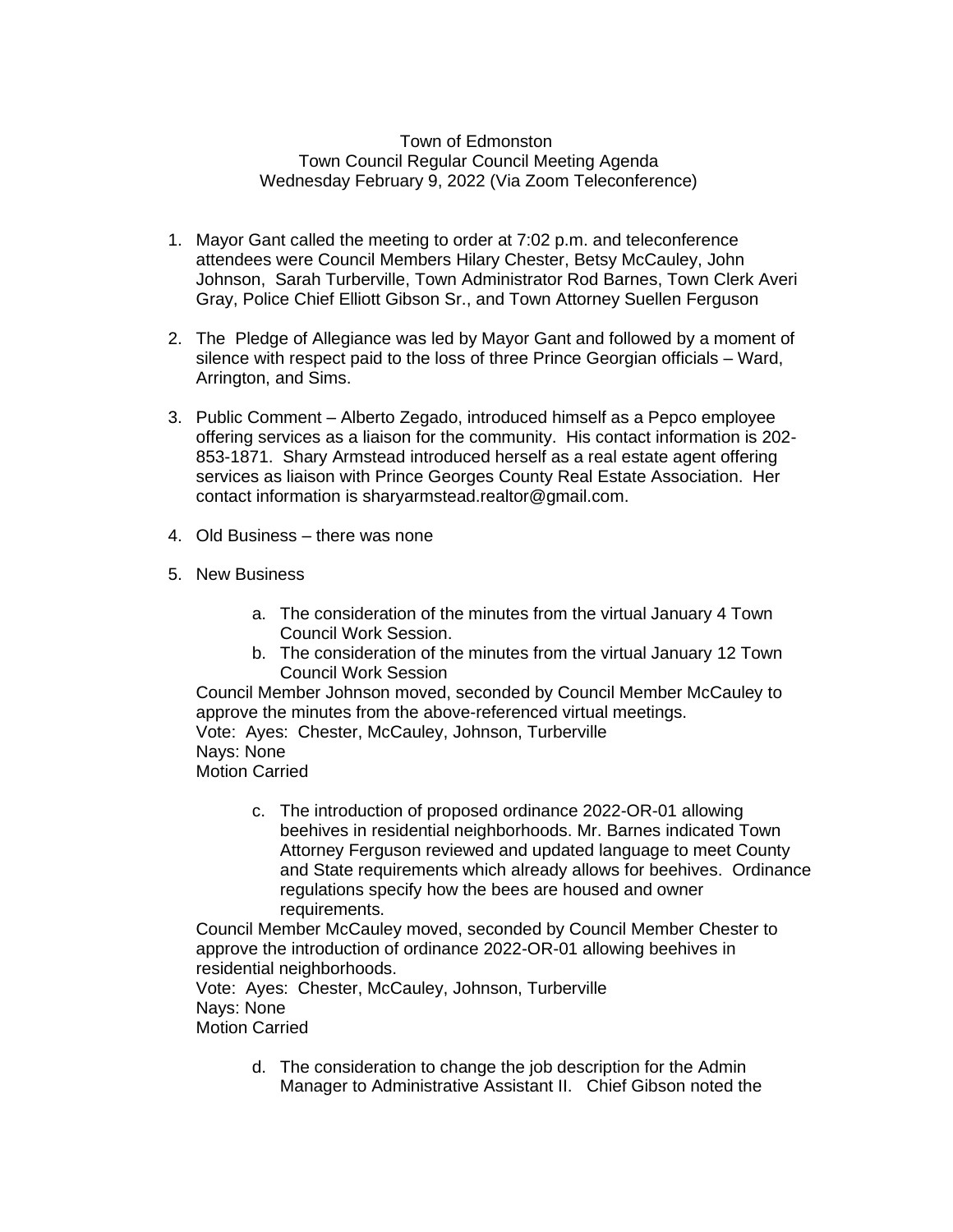Town of Edmonston
Town Council Regular Council Meeting Agenda
Wednesday February 9, 2022 (Via Zoom Teleconference)

1. Mayor Gant called the meeting to order at 7:02 p.m. and teleconference attendees were Council Members Hilary Chester, Betsy McCauley, John Johnson, Sarah Turberville, Town Administrator Rod Barnes, Town Clerk Averi Gray, Police Chief Elliott Gibson Sr., and Town Attorney Suellen Ferguson

2. The Pledge of Allegiance was led by Mayor Gant and followed by a moment of silence with respect paid to the loss of three Prince Georgian officials – Ward, Arrington, and Sims.

3. Public Comment – Alberto Zegado, introduced himself as a Pepco employee offering services as a liaison for the community. His contact information is 202-853-1871. Shary Armstead introduced herself as a real estate agent offering services as liaison with Prince Georges County Real Estate Association. Her contact information is sharyarmstead.realtor@gmail.com.

4. Old Business – there was none

5. New Business

    a. The consideration of the minutes from the virtual January 4 Town Council Work Session.
    b. The consideration of the minutes from the virtual January 12 Town Council Work Session

   Council Member Johnson moved, seconded by Council Member McCauley to approve the minutes from the above-referenced virtual meetings.
   Vote: Ayes: Chester, McCauley, Johnson, Turberville
   Nays: None
   Motion Carried

    c. The introduction of proposed ordinance 2022-OR-01 allowing beehives in residential neighborhoods. Mr. Barnes indicated Town Attorney Ferguson reviewed and updated language to meet County and State requirements which already allows for beehives. Ordinance regulations specify how the bees are housed and owner requirements.

   Council Member McCauley moved, seconded by Council Member Chester to approve the introduction of ordinance 2022-OR-01 allowing beehives in residential neighborhoods.
   Vote: Ayes: Chester, McCauley, Johnson, Turberville
   Nays: None
   Motion Carried

    d. The consideration to change the job description for the Admin Manager to Administrative Assistant II. Chief Gibson noted the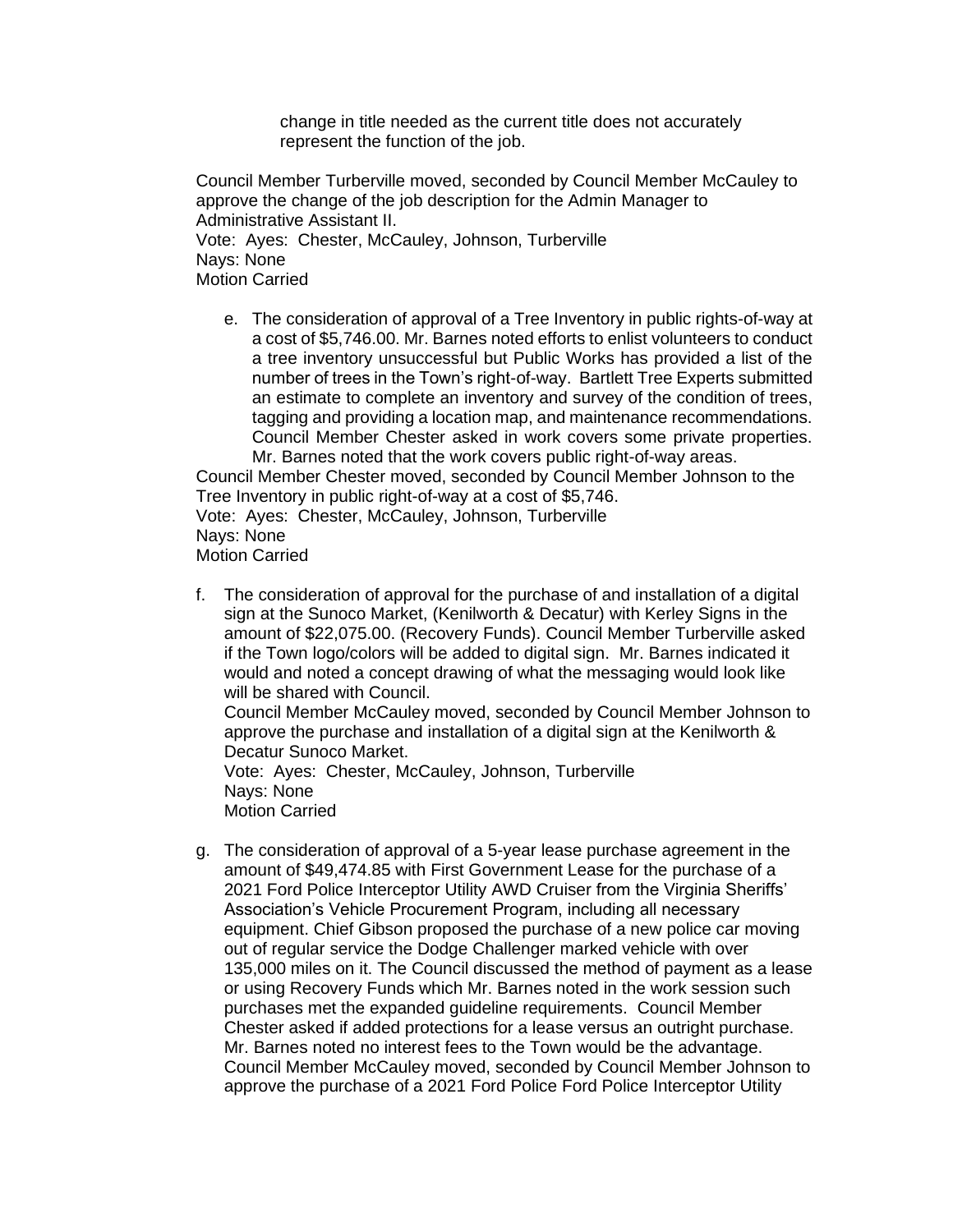change in title needed as the current title does not accurately represent the function of the job.

Council Member Turberville moved, seconded by Council Member McCauley to approve the change of the job description for the Admin Manager to Administrative Assistant II.
Vote: Ayes: Chester, McCauley, Johnson, Turberville
Nays: None
Motion Carried

e. The consideration of approval of a Tree Inventory in public rights-of-way at a cost of $5,746.00. Mr. Barnes noted efforts to enlist volunteers to conduct a tree inventory unsuccessful but Public Works has provided a list of the number of trees in the Town's right-of-way. Bartlett Tree Experts submitted an estimate to complete an inventory and survey of the condition of trees, tagging and providing a location map, and maintenance recommendations. Council Member Chester asked in work covers some private properties. Mr. Barnes noted that the work covers public right-of-way areas.

Council Member Chester moved, seconded by Council Member Johnson to the Tree Inventory in public right-of-way at a cost of $5,746.
Vote: Ayes: Chester, McCauley, Johnson, Turberville
Nays: None
Motion Carried

f. The consideration of approval for the purchase of and installation of a digital sign at the Sunoco Market, (Kenilworth & Decatur) with Kerley Signs in the amount of $22,075.00. (Recovery Funds). Council Member Turberville asked if the Town logo/colors will be added to digital sign. Mr. Barnes indicated it would and noted a concept drawing of what the messaging would look like will be shared with Council.
Council Member McCauley moved, seconded by Council Member Johnson to approve the purchase and installation of a digital sign at the Kenilworth & Decatur Sunoco Market.
Vote: Ayes: Chester, McCauley, Johnson, Turberville
Nays: None
Motion Carried

g. The consideration of approval of a 5-year lease purchase agreement in the amount of $49,474.85 with First Government Lease for the purchase of a 2021 Ford Police Interceptor Utility AWD Cruiser from the Virginia Sheriffs' Association's Vehicle Procurement Program, including all necessary equipment. Chief Gibson proposed the purchase of a new police car moving out of regular service the Dodge Challenger marked vehicle with over 135,000 miles on it. The Council discussed the method of payment as a lease or using Recovery Funds which Mr. Barnes noted in the work session such purchases met the expanded guideline requirements. Council Member Chester asked if added protections for a lease versus an outright purchase. Mr. Barnes noted no interest fees to the Town would be the advantage. Council Member McCauley moved, seconded by Council Member Johnson to approve the purchase of a 2021 Ford Police Ford Police Interceptor Utility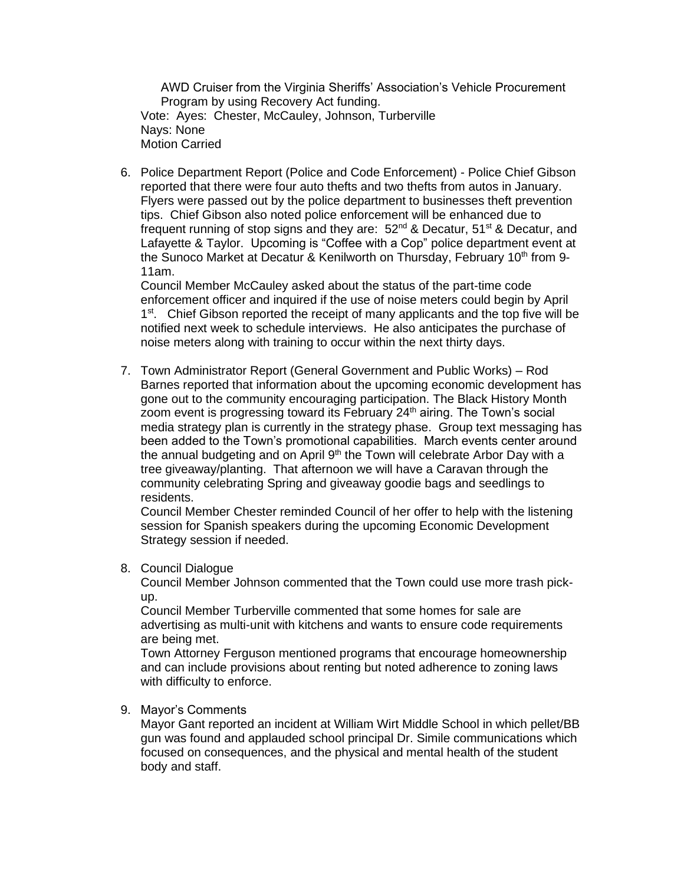AWD Cruiser from the Virginia Sheriffs' Association's Vehicle Procurement Program by using Recovery Act funding.

Vote: Ayes: Chester, McCauley, Johnson, Turberville
Nays: None
Motion Carried

6. Police Department Report (Police and Code Enforcement) - Police Chief Gibson reported that there were four auto thefts and two thefts from autos in January. Flyers were passed out by the police department to businesses theft prevention tips. Chief Gibson also noted police enforcement will be enhanced due to frequent running of stop signs and they are: 52nd & Decatur, 51st & Decatur, and Lafayette & Taylor. Upcoming is "Coffee with a Cop" police department event at the Sunoco Market at Decatur & Kenilworth on Thursday, February 10th from 9-11am.

   Council Member McCauley asked about the status of the part-time code enforcement officer and inquired if the use of noise meters could begin by April 1st. Chief Gibson reported the receipt of many applicants and the top five will be notified next week to schedule interviews. He also anticipates the purchase of noise meters along with training to occur within the next thirty days.

7. Town Administrator Report (General Government and Public Works) – Rod Barnes reported that information about the upcoming economic development has gone out to the community encouraging participation. The Black History Month zoom event is progressing toward its February 24th airing. The Town's social media strategy plan is currently in the strategy phase. Group text messaging has been added to the Town's promotional capabilities. March events center around the annual budgeting and on April 9th the Town will celebrate Arbor Day with a tree giveaway/planting. That afternoon we will have a Caravan through the community celebrating Spring and giveaway goodie bags and seedlings to residents.

   Council Member Chester reminded Council of her offer to help with the listening session for Spanish speakers during the upcoming Economic Development Strategy session if needed.

8. Council Dialogue

   Council Member Johnson commented that the Town could use more trash pick-up.

   Council Member Turberville commented that some homes for sale are advertising as multi-unit with kitchens and wants to ensure code requirements are being met.

   Town Attorney Ferguson mentioned programs that encourage homeownership and can include provisions about renting but noted adherence to zoning laws with difficulty to enforce.

9. Mayor's Comments

   Mayor Gant reported an incident at William Wirt Middle School in which pellet/BB gun was found and applauded school principal Dr. Simile communications which focused on consequences, and the physical and mental health of the student body and staff.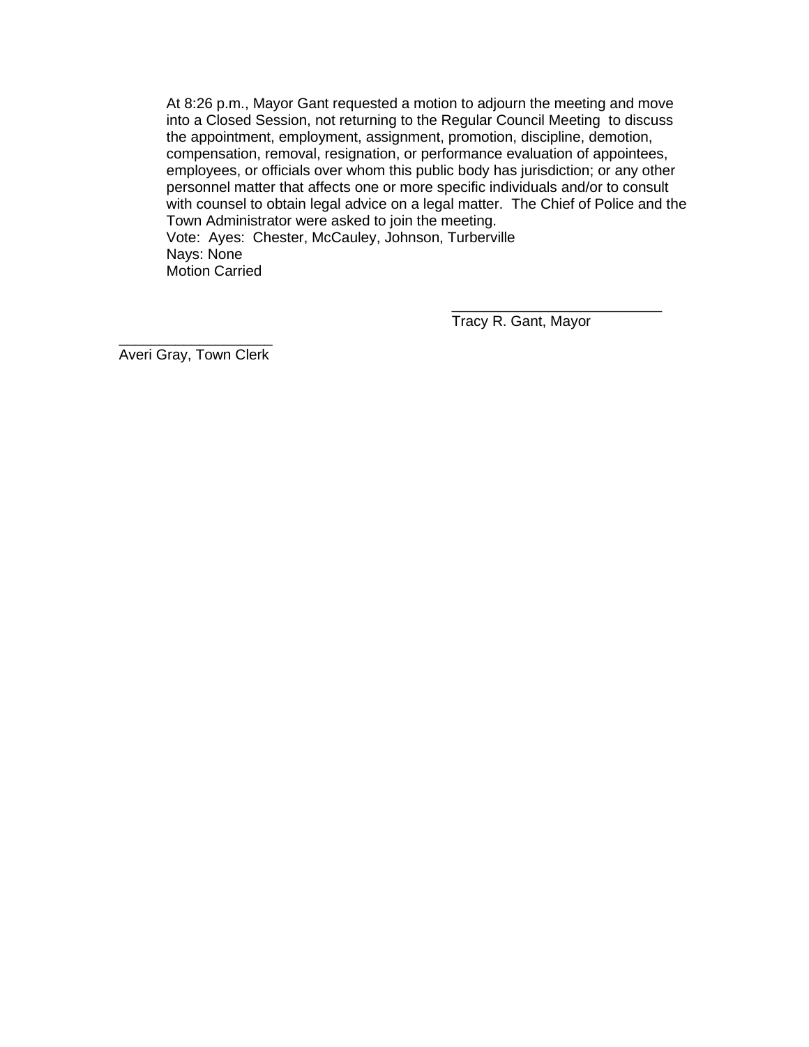At 8:26 p.m., Mayor Gant requested a motion to adjourn the meeting and move into a Closed Session, not returning to the Regular Council Meeting to discuss the appointment, employment, assignment, promotion, discipline, demotion, compensation, removal, resignation, or performance evaluation of appointees, employees, or officials over whom this public body has jurisdiction; or any other personnel matter that affects one or more specific individuals and/or to consult with counsel to obtain legal advice on a legal matter. The Chief of Police and the Town Administrator were asked to join the meeting.
Vote: Ayes: Chester, McCauley, Johnson, Turberville
Nays: None
Motion Carried

___________________________
Tracy R. Gant, Mayor

___________________
Averi Gray, Town Clerk